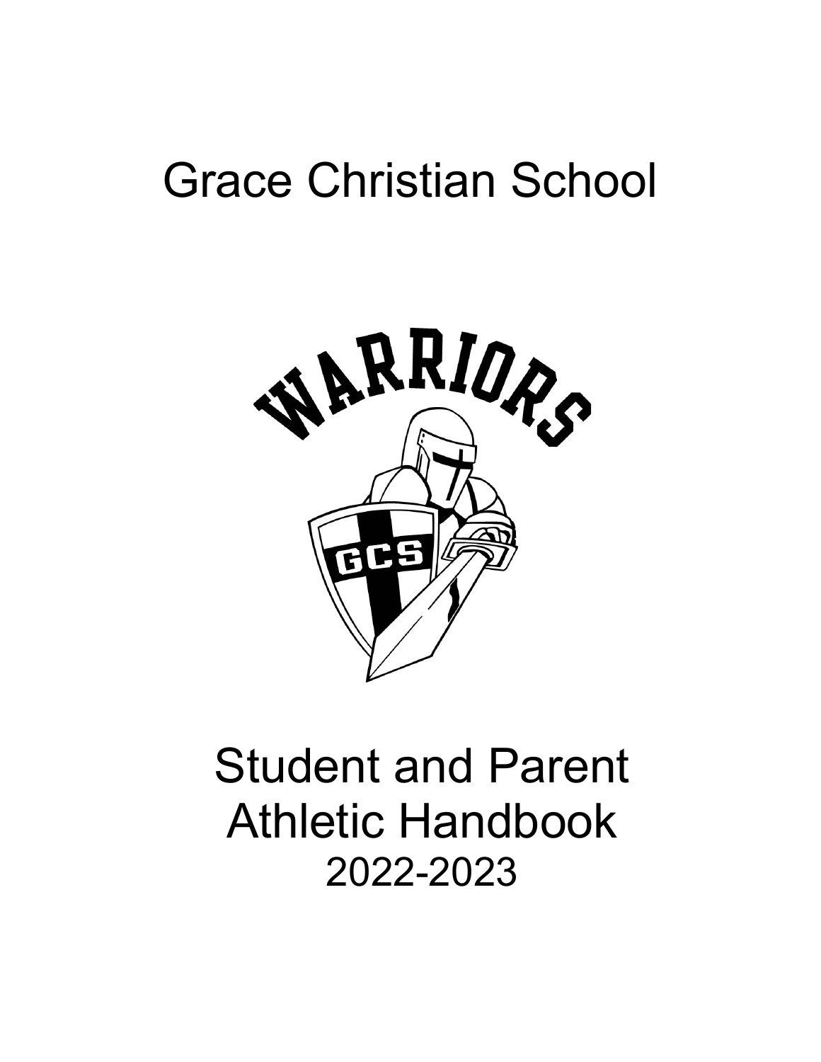# Grace Christian School

# Student and Parent Athletic Handbook

## 2022-2023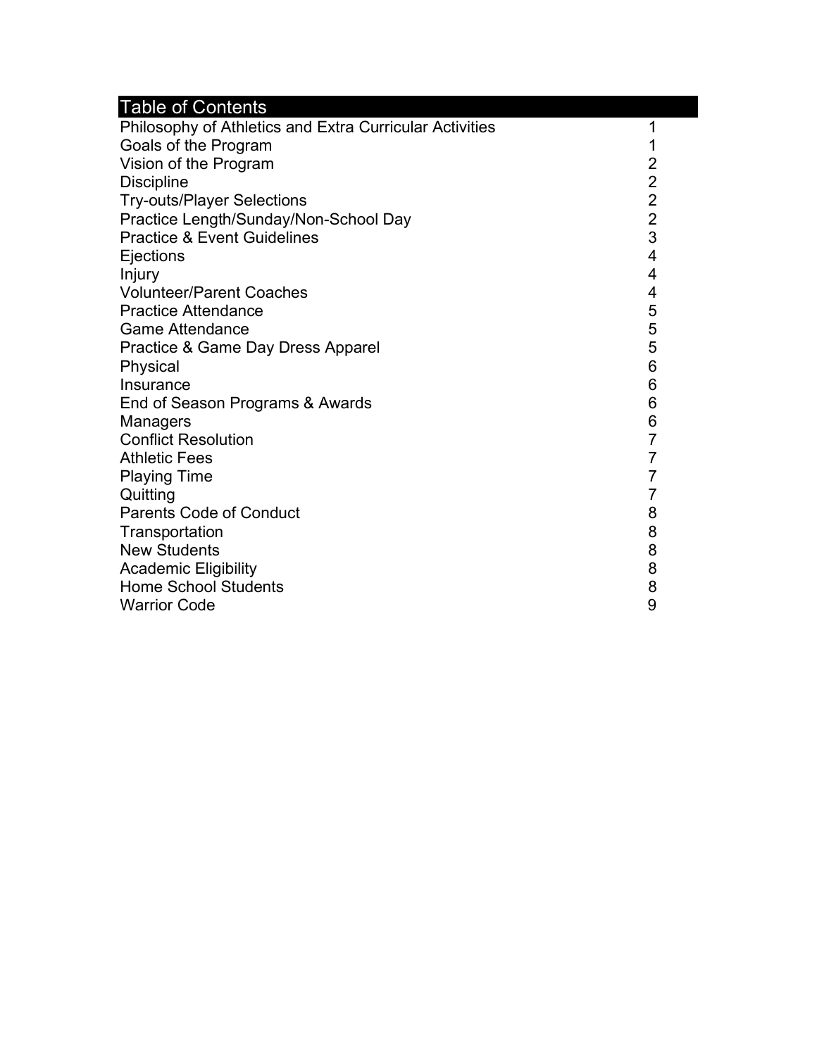# Table of Contents

| | |
|---|---|
| Philosophy of Athletics and Extra Curricular Activities | 1 |
| Goals of the Program | 1 |
| Vision of the Program | 2 |
| Discipline | 2 |
| Try-outs/Player Selections | 2 |
| Practice Length/Sunday/Non-School Day | 2 |
| Practice & Event Guidelines | 3 |
| Ejections | 4 |
| Injury | 4 |
| Volunteer/Parent Coaches | 4 |
| Practice Attendance | 5 |
| Game Attendance | 5 |
| Practice & Game Day Dress Apparel | 5 |
| Physical | 6 |
| Insurance | 6 |
| End of Season Programs & Awards | 6 |
| Managers | 6 |
| Conflict Resolution | 7 |
| Athletic Fees | 7 |
| Playing Time | 7 |
| Quitting | 7 |
| Parents Code of Conduct | 8 |
| Transportation | 8 |
| New Students | 8 |
| Academic Eligibility | 8 |
| Home School Students | 8 |
| Warrior Code | 9 |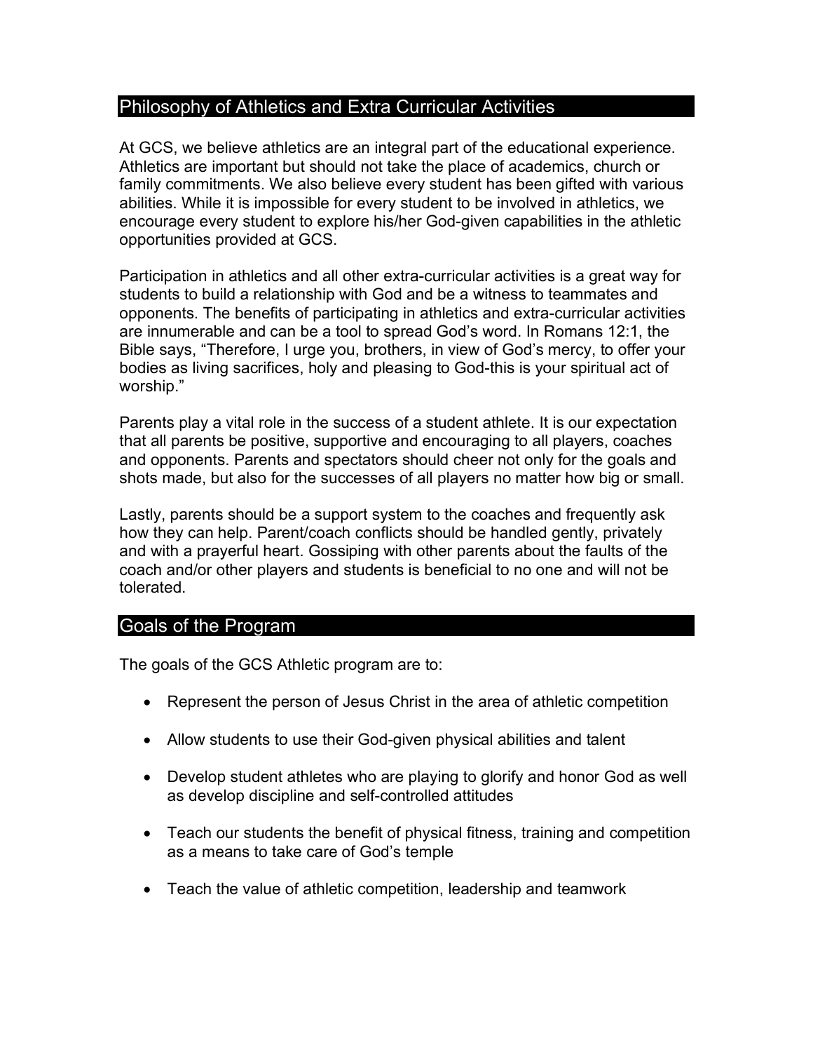## Philosophy of Athletics and Extra Curricular Activities

At GCS, we believe athletics are an integral part of the educational experience. Athletics are important but should not take the place of academics, church or family commitments. We also believe every student has been gifted with various abilities. While it is impossible for every student to be involved in athletics, we encourage every student to explore his/her God-given capabilities in the athletic opportunities provided at GCS.

Participation in athletics and all other extra-curricular activities is a great way for students to build a relationship with God and be a witness to teammates and opponents. The benefits of participating in athletics and extra-curricular activities are innumerable and can be a tool to spread God's word. In Romans 12:1, the Bible says, "Therefore, I urge you, brothers, in view of God's mercy, to offer your bodies as living sacrifices, holy and pleasing to God-this is your spiritual act of worship."

Parents play a vital role in the success of a student athlete. It is our expectation that all parents be positive, supportive and encouraging to all players, coaches and opponents. Parents and spectators should cheer not only for the goals and shots made, but also for the successes of all players no matter how big or small.

Lastly, parents should be a support system to the coaches and frequently ask how they can help. Parent/coach conflicts should be handled gently, privately and with a prayerful heart. Gossiping with other parents about the faults of the coach and/or other players and students is beneficial to no one and will not be tolerated.

## Goals of the Program

The goals of the GCS Athletic program are to:

- Represent the person of Jesus Christ in the area of athletic competition
- Allow students to use their God-given physical abilities and talent
- Develop student athletes who are playing to glorify and honor God as well as develop discipline and self-controlled attitudes
- Teach our students the benefit of physical fitness, training and competition as a means to take care of God's temple
- Teach the value of athletic competition, leadership and teamwork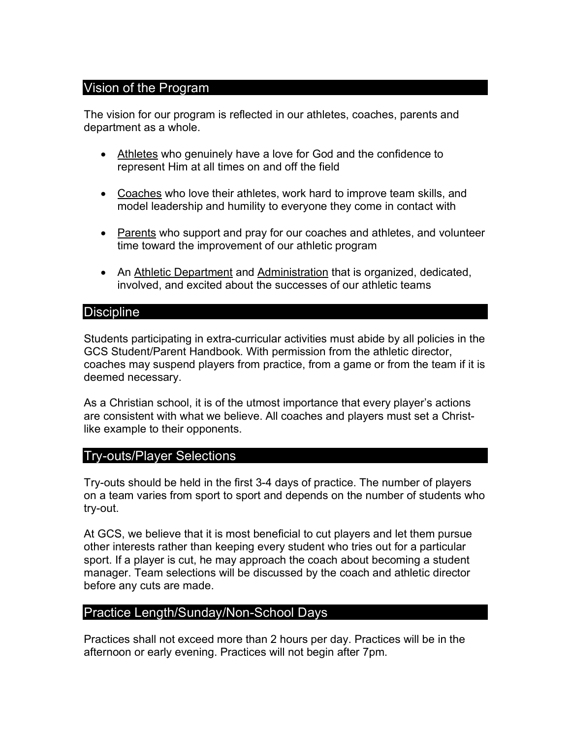## Vision of the Program

The vision for our program is reflected in our athletes, coaches, parents and department as a whole.

- Athletes who genuinely have a love for God and the confidence to represent Him at all times on and off the field
- Coaches who love their athletes, work hard to improve team skills, and model leadership and humility to everyone they come in contact with
- Parents who support and pray for our coaches and athletes, and volunteer time toward the improvement of our athletic program
- An Athletic Department and Administration that is organized, dedicated, involved, and excited about the successes of our athletic teams

## Discipline

Students participating in extra-curricular activities must abide by all policies in the GCS Student/Parent Handbook. With permission from the athletic director, coaches may suspend players from practice, from a game or from the team if it is deemed necessary.

As a Christian school, it is of the utmost importance that every player's actions are consistent with what we believe. All coaches and players must set a Christ-like example to their opponents.

## Try-outs/Player Selections

Try-outs should be held in the first 3-4 days of practice. The number of players on a team varies from sport to sport and depends on the number of students who try-out.

At GCS, we believe that it is most beneficial to cut players and let them pursue other interests rather than keeping every student who tries out for a particular sport. If a player is cut, he may approach the coach about becoming a student manager. Team selections will be discussed by the coach and athletic director before any cuts are made.

## Practice Length/Sunday/Non-School Days

Practices shall not exceed more than 2 hours per day. Practices will be in the afternoon or early evening. Practices will not begin after 7pm.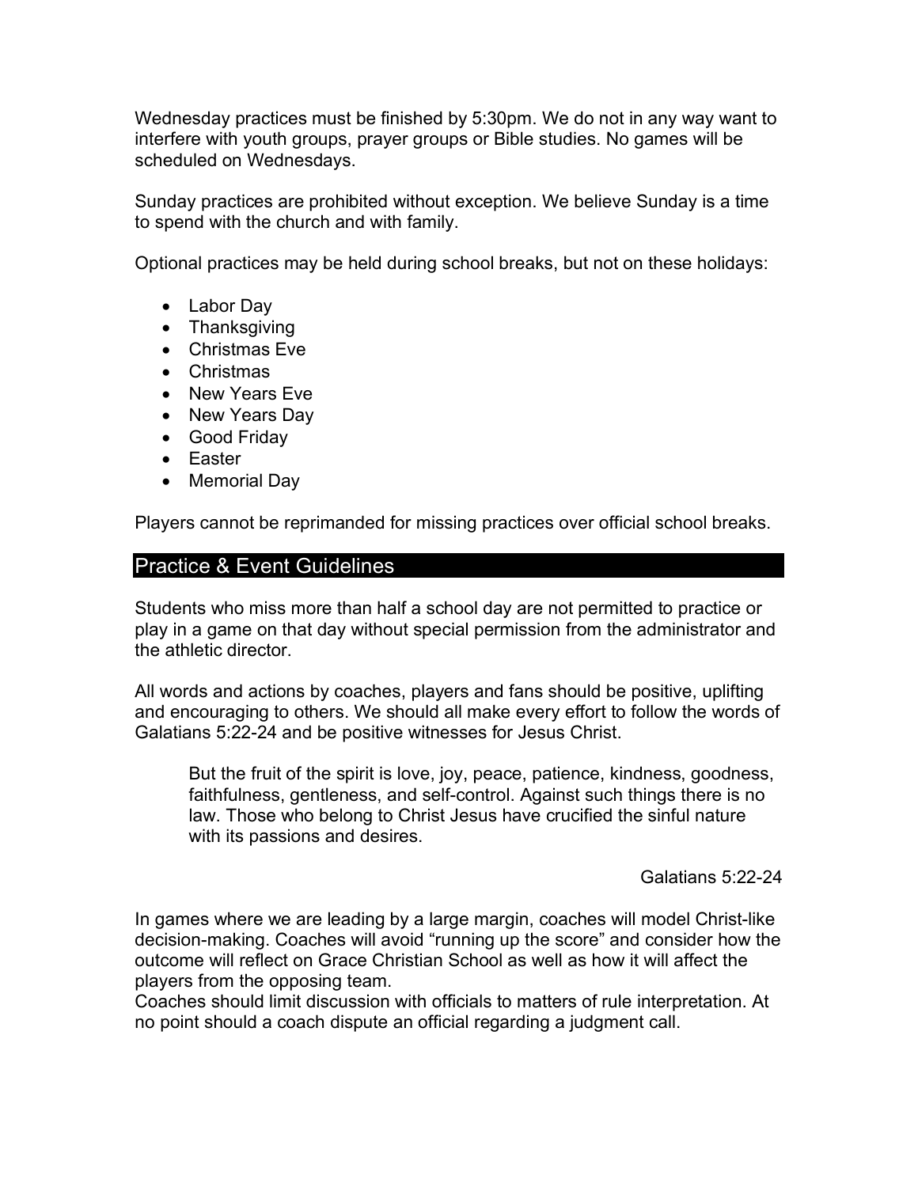Wednesday practices must be finished by 5:30pm. We do not in any way want to interfere with youth groups, prayer groups or Bible studies. No games will be scheduled on Wednesdays.

Sunday practices are prohibited without exception. We believe Sunday is a time to spend with the church and with family.

Optional practices may be held during school breaks, but not on these holidays:

- Labor Day
- Thanksgiving
- Christmas Eve
- Christmas
- New Years Eve
- New Years Day
- Good Friday
- Easter
- Memorial Day

Players cannot be reprimanded for missing practices over official school breaks.

## Practice & Event Guidelines

Students who miss more than half a school day are not permitted to practice or play in a game on that day without special permission from the administrator and the athletic director.

All words and actions by coaches, players and fans should be positive, uplifting and encouraging to others. We should all make every effort to follow the words of Galatians 5:22-24 and be positive witnesses for Jesus Christ.

> But the fruit of the spirit is love, joy, peace, patience, kindness, goodness, faithfulness, gentleness, and self-control. Against such things there is no law. Those who belong to Christ Jesus have crucified the sinful nature with its passions and desires.
>
> Galatians 5:22-24

In games where we are leading by a large margin, coaches will model Christ-like decision-making. Coaches will avoid "running up the score" and consider how the outcome will reflect on Grace Christian School as well as how it will affect the players from the opposing team.

Coaches should limit discussion with officials to matters of rule interpretation. At no point should a coach dispute an official regarding a judgment call.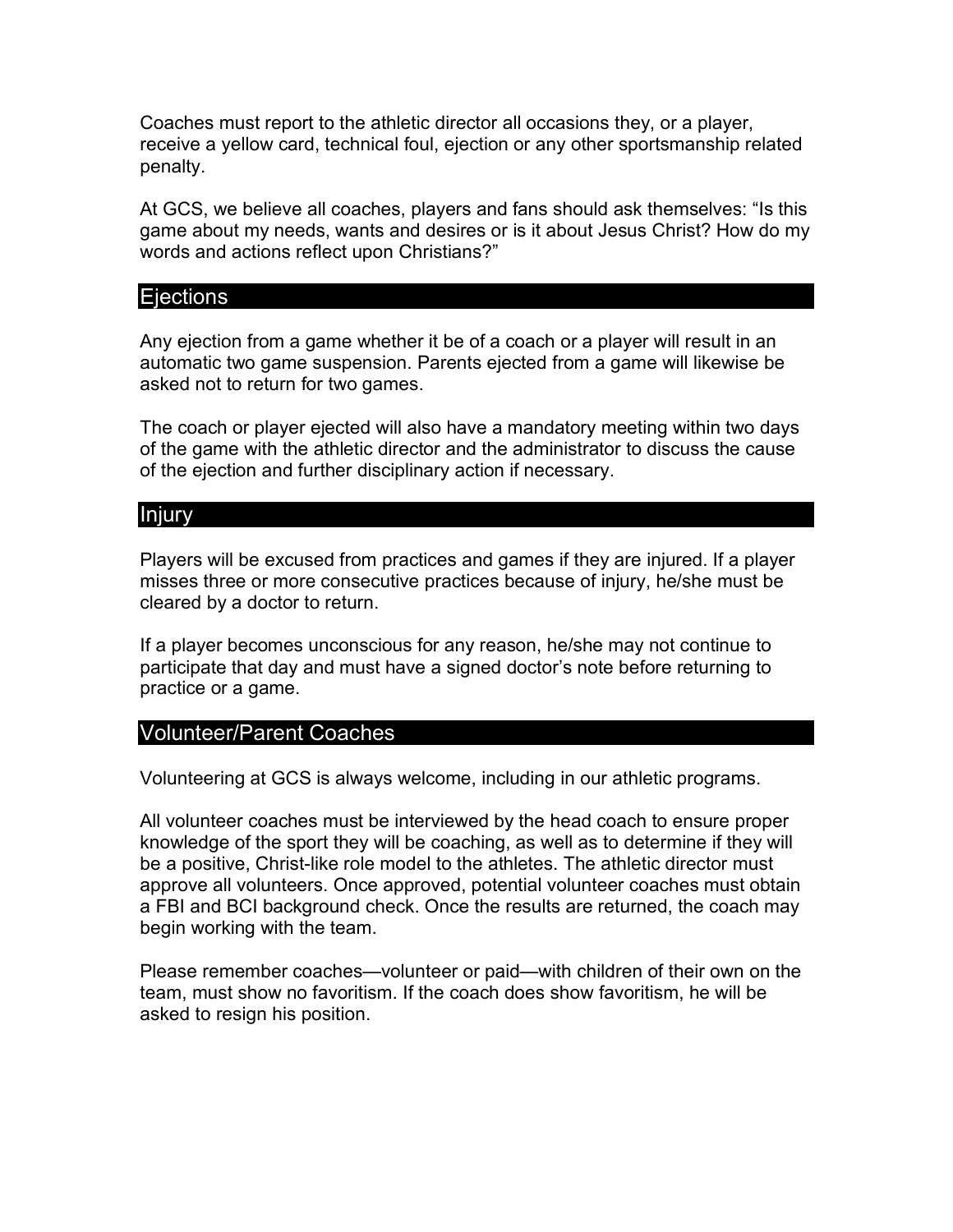Coaches must report to the athletic director all occasions they, or a player, receive a yellow card, technical foul, ejection or any other sportsmanship related penalty.

At GCS, we believe all coaches, players and fans should ask themselves: "Is this game about my needs, wants and desires or is it about Jesus Christ? How do my words and actions reflect upon Christians?"

## Ejections

Any ejection from a game whether it be of a coach or a player will result in an automatic two game suspension. Parents ejected from a game will likewise be asked not to return for two games.

The coach or player ejected will also have a mandatory meeting within two days of the game with the athletic director and the administrator to discuss the cause of the ejection and further disciplinary action if necessary.

## Injury

Players will be excused from practices and games if they are injured. If a player misses three or more consecutive practices because of injury, he/she must be cleared by a doctor to return.

If a player becomes unconscious for any reason, he/she may not continue to participate that day and must have a signed doctor's note before returning to practice or a game.

## Volunteer/Parent Coaches

Volunteering at GCS is always welcome, including in our athletic programs.

All volunteer coaches must be interviewed by the head coach to ensure proper knowledge of the sport they will be coaching, as well as to determine if they will be a positive, Christ-like role model to the athletes. The athletic director must approve all volunteers. Once approved, potential volunteer coaches must obtain a FBI and BCI background check. Once the results are returned, the coach may begin working with the team.

Please remember coaches—volunteer or paid—with children of their own on the team, must show no favoritism. If the coach does show favoritism, he will be asked to resign his position.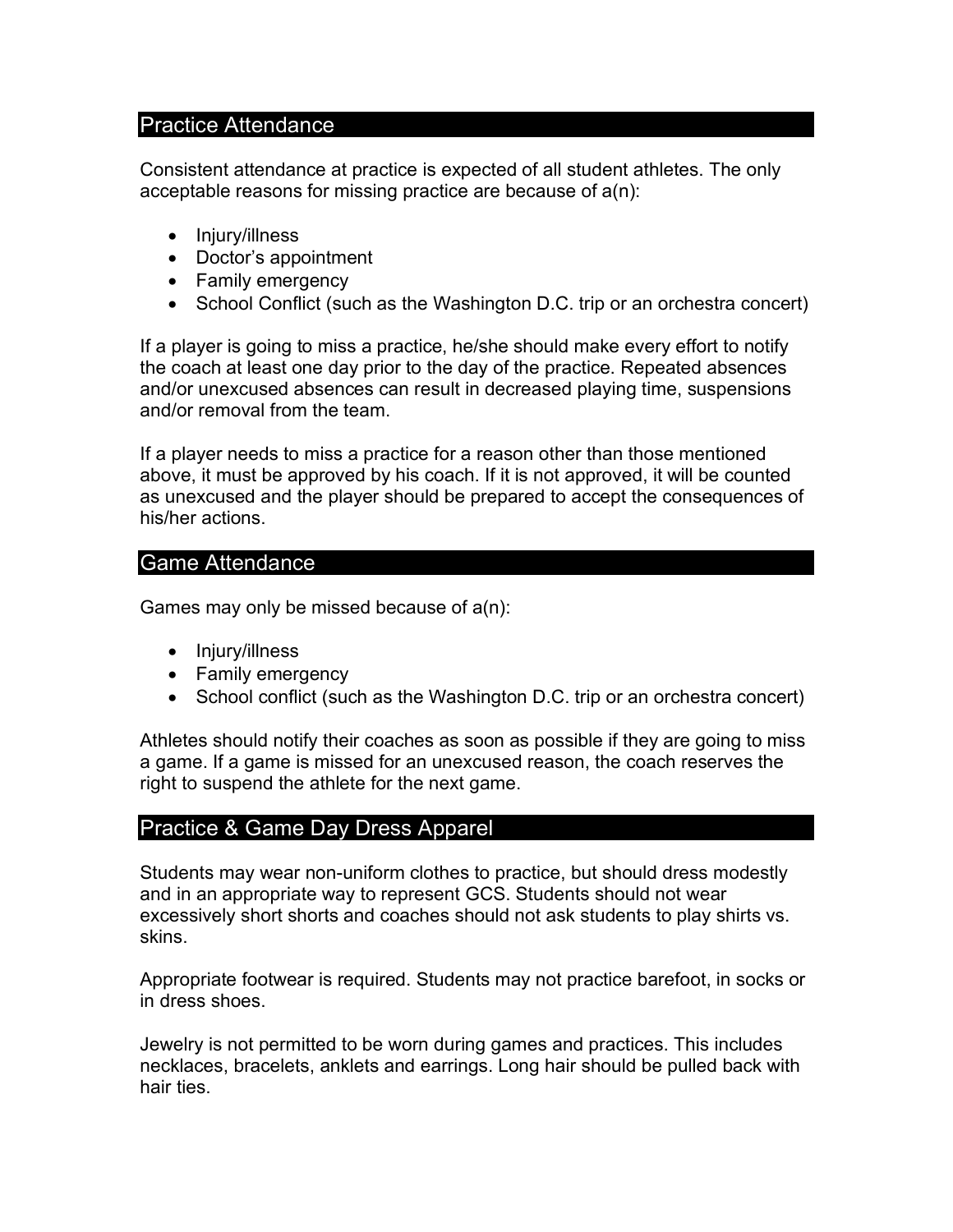## Practice Attendance

Consistent attendance at practice is expected of all student athletes. The only acceptable reasons for missing practice are because of a(n):

- Injury/illness
- Doctor's appointment
- Family emergency
- School Conflict (such as the Washington D.C. trip or an orchestra concert)

If a player is going to miss a practice, he/she should make every effort to notify the coach at least one day prior to the day of the practice. Repeated absences and/or unexcused absences can result in decreased playing time, suspensions and/or removal from the team.

If a player needs to miss a practice for a reason other than those mentioned above, it must be approved by his coach. If it is not approved, it will be counted as unexcused and the player should be prepared to accept the consequences of his/her actions.

## Game Attendance

Games may only be missed because of a(n):

- Injury/illness
- Family emergency
- School conflict (such as the Washington D.C. trip or an orchestra concert)

Athletes should notify their coaches as soon as possible if they are going to miss a game. If a game is missed for an unexcused reason, the coach reserves the right to suspend the athlete for the next game.

## Practice & Game Day Dress Apparel

Students may wear non-uniform clothes to practice, but should dress modestly and in an appropriate way to represent GCS. Students should not wear excessively short shorts and coaches should not ask students to play shirts vs. skins.

Appropriate footwear is required. Students may not practice barefoot, in socks or in dress shoes.

Jewelry is not permitted to be worn during games and practices. This includes necklaces, bracelets, anklets and earrings. Long hair should be pulled back with hair ties.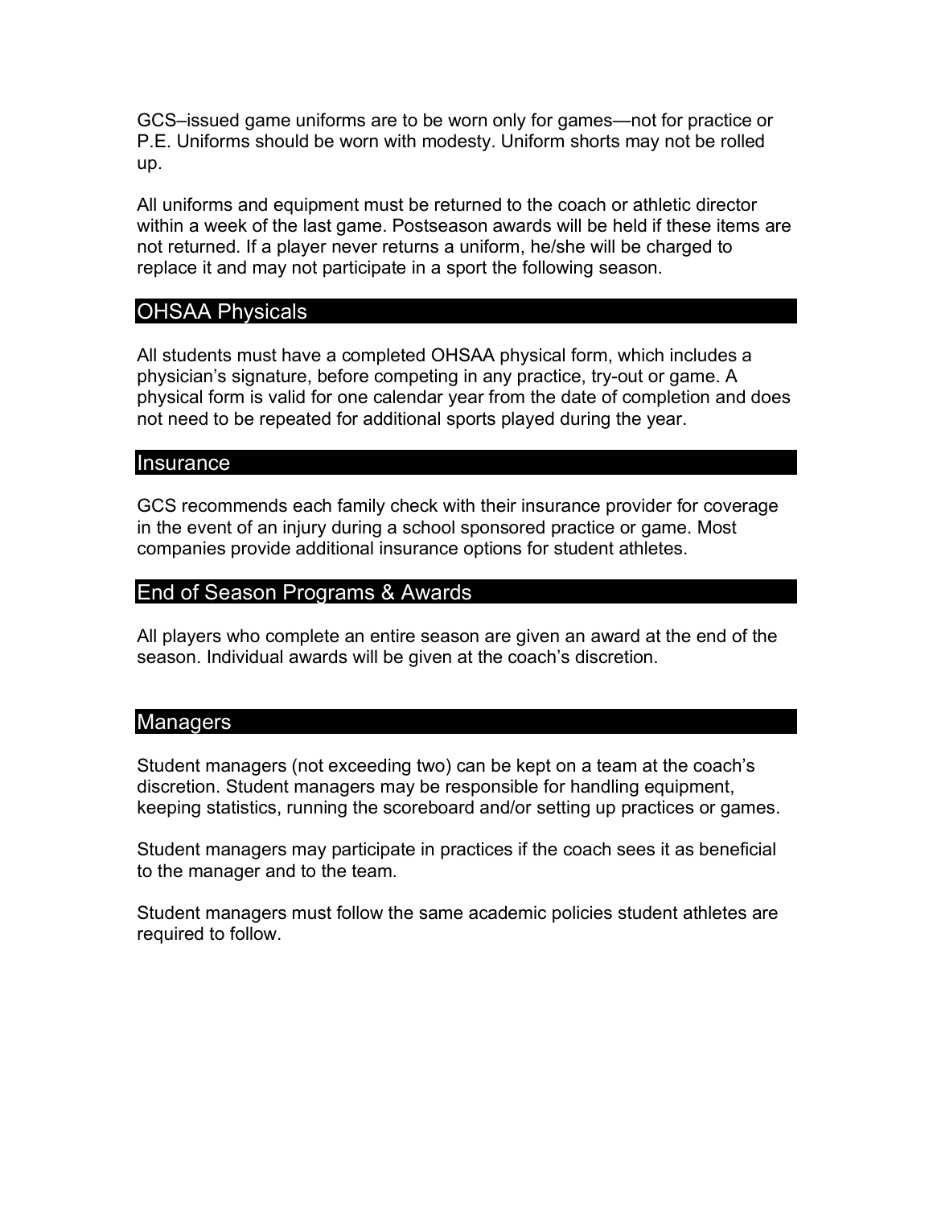GCS–issued game uniforms are to be worn only for games—not for practice or P.E. Uniforms should be worn with modesty. Uniform shorts may not be rolled up.

All uniforms and equipment must be returned to the coach or athletic director within a week of the last game. Postseason awards will be held if these items are not returned. If a player never returns a uniform, he/she will be charged to replace it and may not participate in a sport the following season.

## OHSAA Physicals

All students must have a completed OHSAA physical form, which includes a physician's signature, before competing in any practice, try-out or game. A physical form is valid for one calendar year from the date of completion and does not need to be repeated for additional sports played during the year.

## Insurance

GCS recommends each family check with their insurance provider for coverage in the event of an injury during a school sponsored practice or game. Most companies provide additional insurance options for student athletes.

## End of Season Programs & Awards

All players who complete an entire season are given an award at the end of the season. Individual awards will be given at the coach's discretion.

## Managers

Student managers (not exceeding two) can be kept on a team at the coach's discretion. Student managers may be responsible for handling equipment, keeping statistics, running the scoreboard and/or setting up practices or games.

Student managers may participate in practices if the coach sees it as beneficial to the manager and to the team.

Student managers must follow the same academic policies student athletes are required to follow.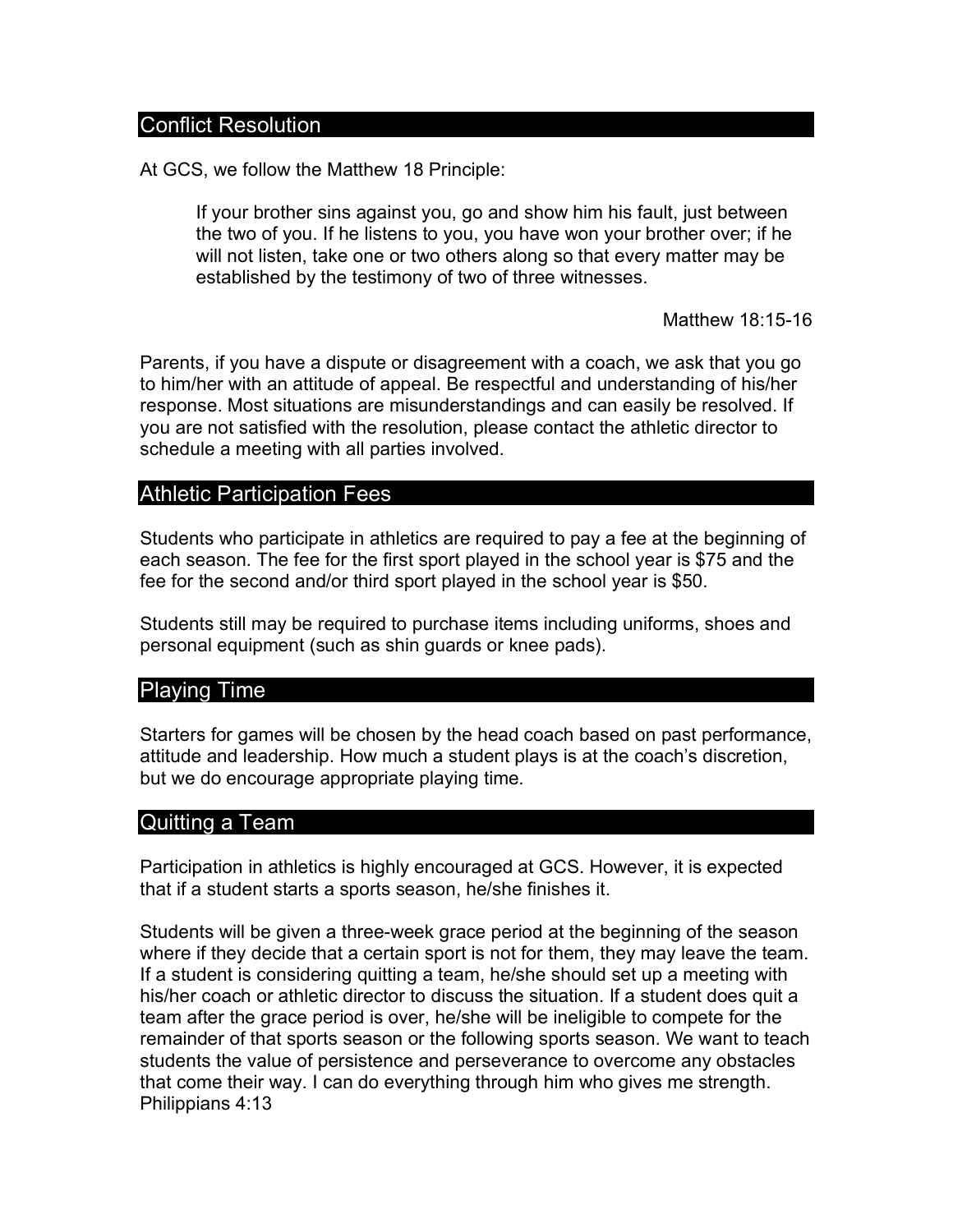## Conflict Resolution

At GCS, we follow the Matthew 18 Principle:

> If your brother sins against you, go and show him his fault, just between the two of you. If he listens to you, you have won your brother over; if he will not listen, take one or two others along so that every matter may be established by the testimony of two of three witnesses.
>
> Matthew 18:15-16

Parents, if you have a dispute or disagreement with a coach, we ask that you go to him/her with an attitude of appeal. Be respectful and understanding of his/her response. Most situations are misunderstandings and can easily be resolved. If you are not satisfied with the resolution, please contact the athletic director to schedule a meeting with all parties involved.

## Athletic Participation Fees

Students who participate in athletics are required to pay a fee at the beginning of each season. The fee for the first sport played in the school year is $75 and the fee for the second and/or third sport played in the school year is $50.

Students still may be required to purchase items including uniforms, shoes and personal equipment (such as shin guards or knee pads).

## Playing Time

Starters for games will be chosen by the head coach based on past performance, attitude and leadership. How much a student plays is at the coach's discretion, but we do encourage appropriate playing time.

## Quitting a Team

Participation in athletics is highly encouraged at GCS. However, it is expected that if a student starts a sports season, he/she finishes it.

Students will be given a three-week grace period at the beginning of the season where if they decide that a certain sport is not for them, they may leave the team. If a student is considering quitting a team, he/she should set up a meeting with his/her coach or athletic director to discuss the situation. If a student does quit a team after the grace period is over, he/she will be ineligible to compete for the remainder of that sports season or the following sports season. We want to teach students the value of persistence and perseverance to overcome any obstacles that come their way. I can do everything through him who gives me strength. Philippians 4:13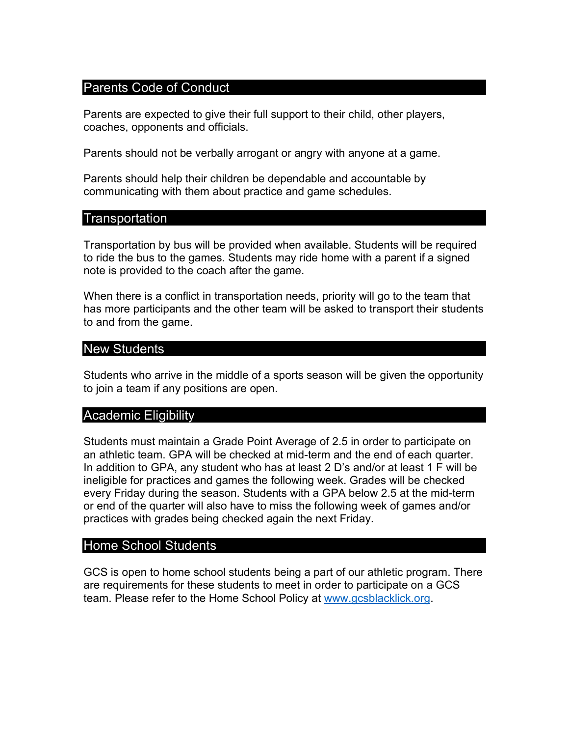## Parents Code of Conduct

Parents are expected to give their full support to their child, other players, coaches, opponents and officials.

Parents should not be verbally arrogant or angry with anyone at a game.

Parents should help their children be dependable and accountable by communicating with them about practice and game schedules.

## Transportation

Transportation by bus will be provided when available. Students will be required to ride the bus to the games. Students may ride home with a parent if a signed note is provided to the coach after the game.

When there is a conflict in transportation needs, priority will go to the team that has more participants and the other team will be asked to transport their students to and from the game.

## New Students

Students who arrive in the middle of a sports season will be given the opportunity to join a team if any positions are open.

## Academic Eligibility

Students must maintain a Grade Point Average of 2.5 in order to participate on an athletic team. GPA will be checked at mid-term and the end of each quarter. In addition to GPA, any student who has at least 2 D's and/or at least 1 F will be ineligible for practices and games the following week. Grades will be checked every Friday during the season. Students with a GPA below 2.5 at the mid-term or end of the quarter will also have to miss the following week of games and/or practices with grades being checked again the next Friday.

## Home School Students

GCS is open to home school students being a part of our athletic program. There are requirements for these students to meet in order to participate on a GCS team. Please refer to the Home School Policy at [www.gcsblacklick.org](http://www.gcsblacklick.org).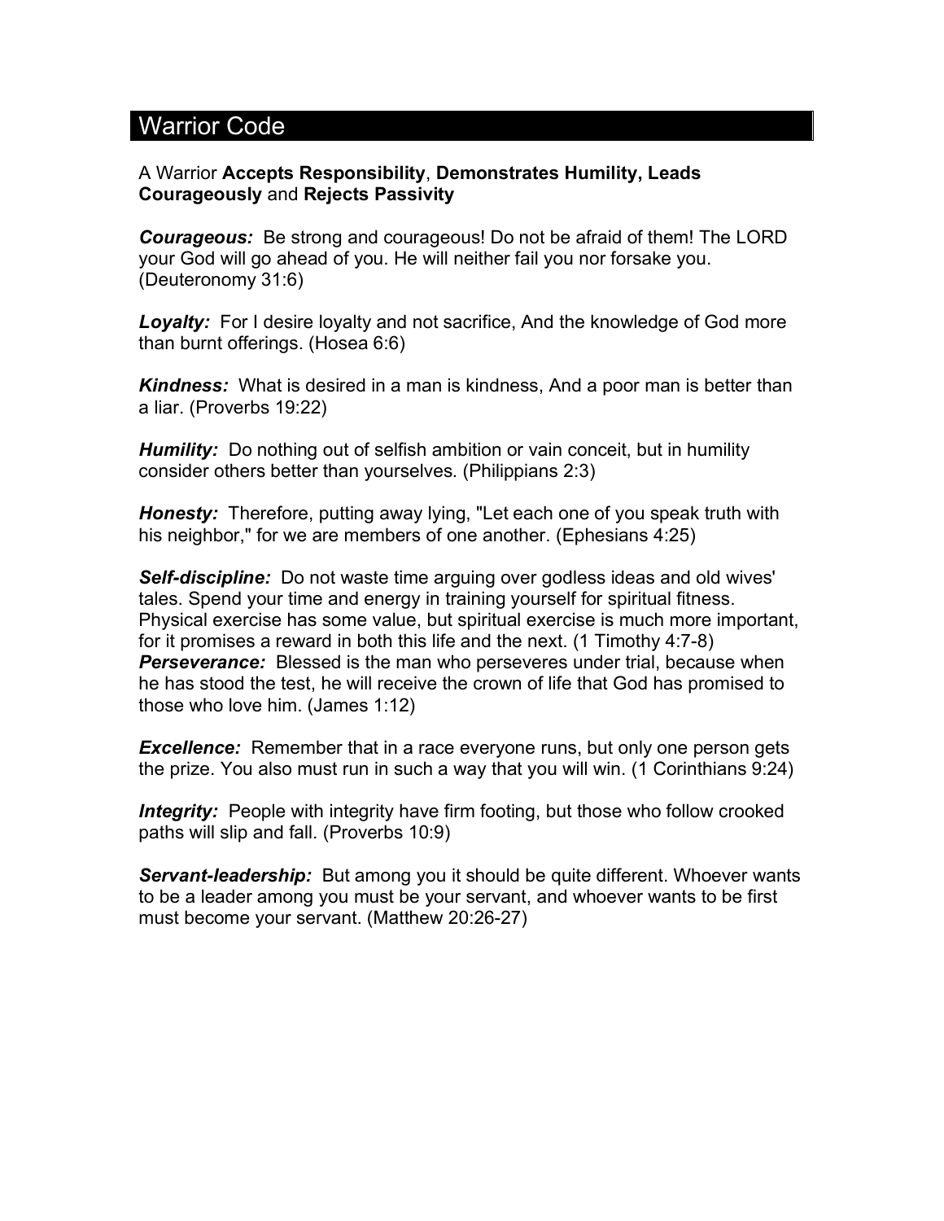## Warrior Code

A Warrior **Accepts Responsibility**, **Demonstrates Humility, Leads Courageously** and **Rejects Passivity**

***Courageous:*** Be strong and courageous! Do not be afraid of them! The LORD your God will go ahead of you. He will neither fail you nor forsake you. (Deuteronomy 31:6)

***Loyalty:*** For I desire loyalty and not sacrifice, And the knowledge of God more than burnt offerings. (Hosea 6:6)

***Kindness:*** What is desired in a man is kindness, And a poor man is better than a liar. (Proverbs 19:22)

***Humility:*** Do nothing out of selfish ambition or vain conceit, but in humility consider others better than yourselves. (Philippians 2:3)

***Honesty:*** Therefore, putting away lying, "Let each one of you speak truth with his neighbor," for we are members of one another. (Ephesians 4:25)

***Self-discipline:*** Do not waste time arguing over godless ideas and old wives' tales. Spend your time and energy in training yourself for spiritual fitness. Physical exercise has some value, but spiritual exercise is much more important, for it promises a reward in both this life and the next. (1 Timothy 4:7-8)

***Perseverance:*** Blessed is the man who perseveres under trial, because when he has stood the test, he will receive the crown of life that God has promised to those who love him. (James 1:12)

***Excellence:*** Remember that in a race everyone runs, but only one person gets the prize. You also must run in such a way that you will win. (1 Corinthians 9:24)

***Integrity:*** People with integrity have firm footing, but those who follow crooked paths will slip and fall. (Proverbs 10:9)

***Servant-leadership:*** But among you it should be quite different. Whoever wants to be a leader among you must be your servant, and whoever wants to be first must become your servant. (Matthew 20:26-27)